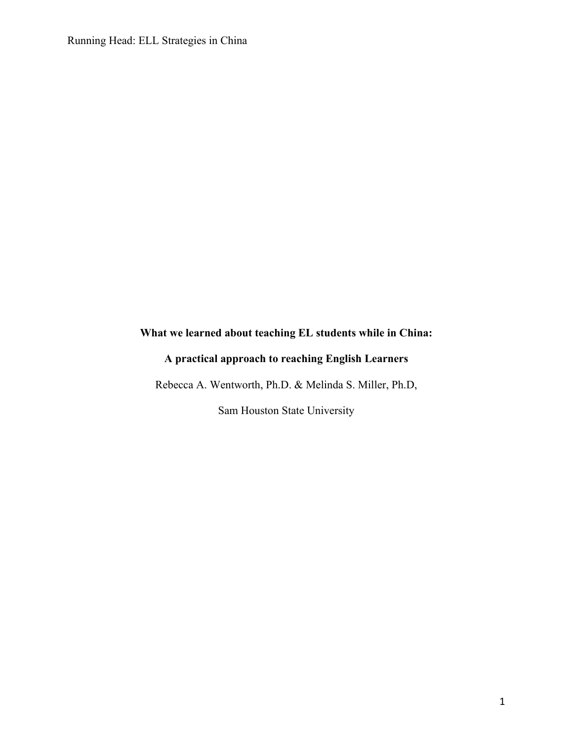**What we learned about teaching EL students while in China:**

**A practical approach to reaching English Learners**

Rebecca A. Wentworth, Ph.D. & Melinda S. Miller, Ph.D,

Sam Houston State University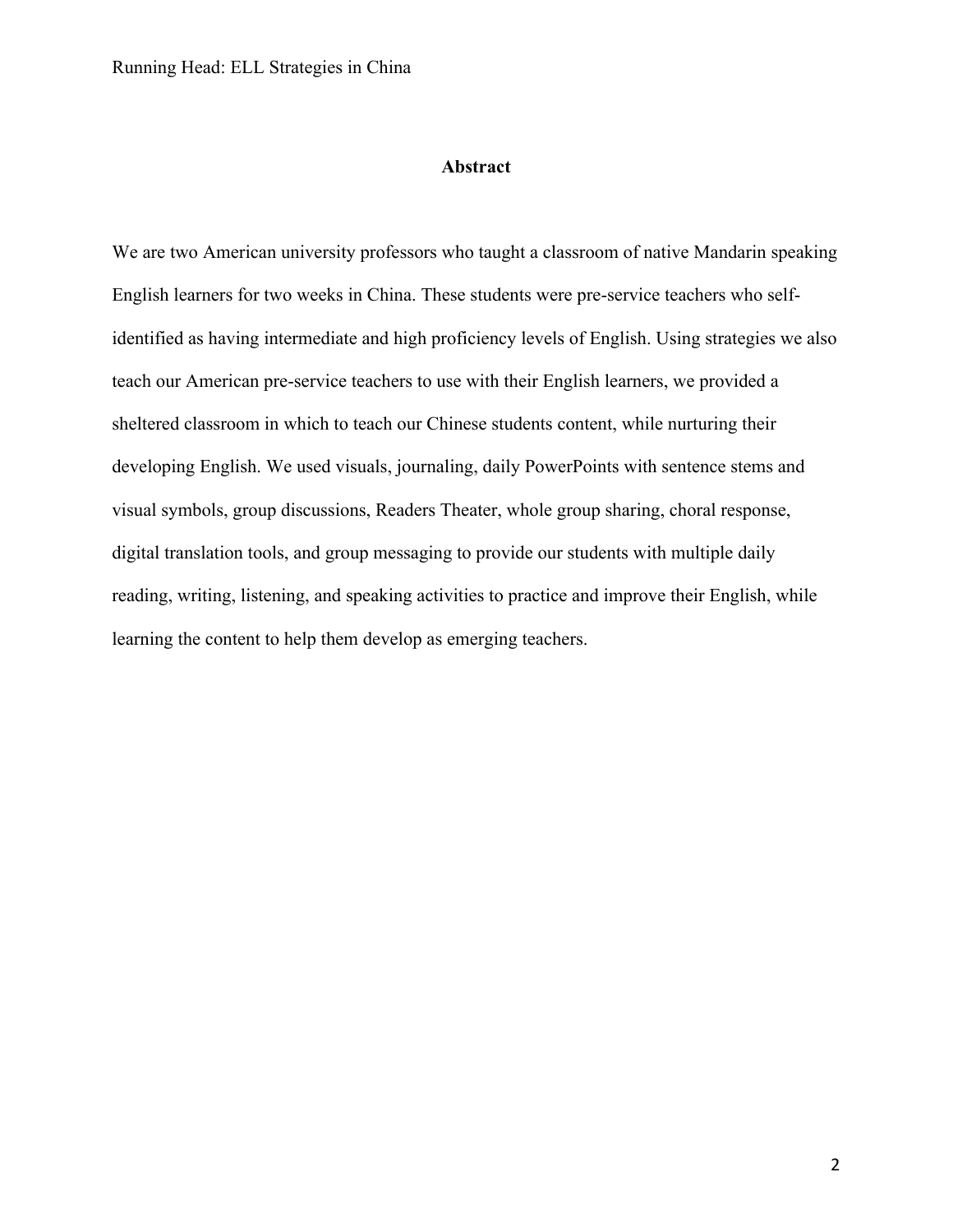## Abstract

We are two American university professors who taught a classroom of native Mandarin speaking English learners for two weeks in China. These students were pre-service teachers who self-identified as having intermediate and high proficiency levels of English. Using strategies we also teach our American pre-service teachers to use with their English learners, we provided a sheltered classroom in which to teach our Chinese students content, while nurturing their developing English. We used visuals, journaling, daily PowerPoints with sentence stems and visual symbols, group discussions, Readers Theater, whole group sharing, choral response, digital translation tools, and group messaging to provide our students with multiple daily reading, writing, listening, and speaking activities to practice and improve their English, while learning the content to help them develop as emerging teachers.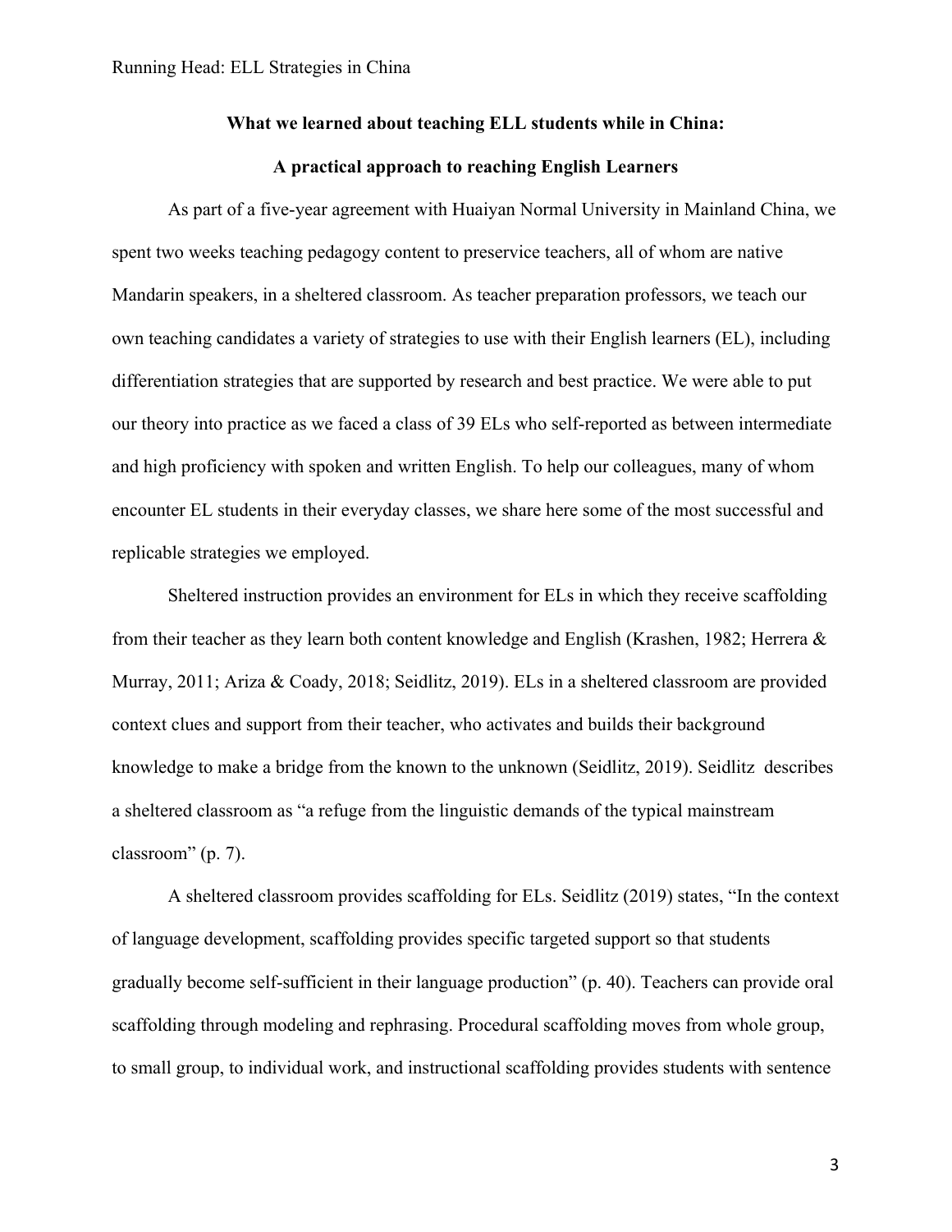**What we learned about teaching ELL students while in China:**

**A practical approach to reaching English Learners**

As part of a five-year agreement with Huaiyan Normal University in Mainland China, we spent two weeks teaching pedagogy content to preservice teachers, all of whom are native Mandarin speakers, in a sheltered classroom. As teacher preparation professors, we teach our own teaching candidates a variety of strategies to use with their English learners (EL), including differentiation strategies that are supported by research and best practice. We were able to put our theory into practice as we faced a class of 39 ELs who self-reported as between intermediate and high proficiency with spoken and written English. To help our colleagues, many of whom encounter EL students in their everyday classes, we share here some of the most successful and replicable strategies we employed.

Sheltered instruction provides an environment for ELs in which they receive scaffolding from their teacher as they learn both content knowledge and English (Krashen, 1982; Herrera & Murray, 2011; Ariza & Coady, 2018; Seidlitz, 2019). ELs in a sheltered classroom are provided context clues and support from their teacher, who activates and builds their background knowledge to make a bridge from the known to the unknown (Seidlitz, 2019). Seidlitz describes a sheltered classroom as "a refuge from the linguistic demands of the typical mainstream classroom" (p. 7).

A sheltered classroom provides scaffolding for ELs. Seidlitz (2019) states, "In the context of language development, scaffolding provides specific targeted support so that students gradually become self-sufficient in their language production" (p. 40). Teachers can provide oral scaffolding through modeling and rephrasing. Procedural scaffolding moves from whole group, to small group, to individual work, and instructional scaffolding provides students with sentence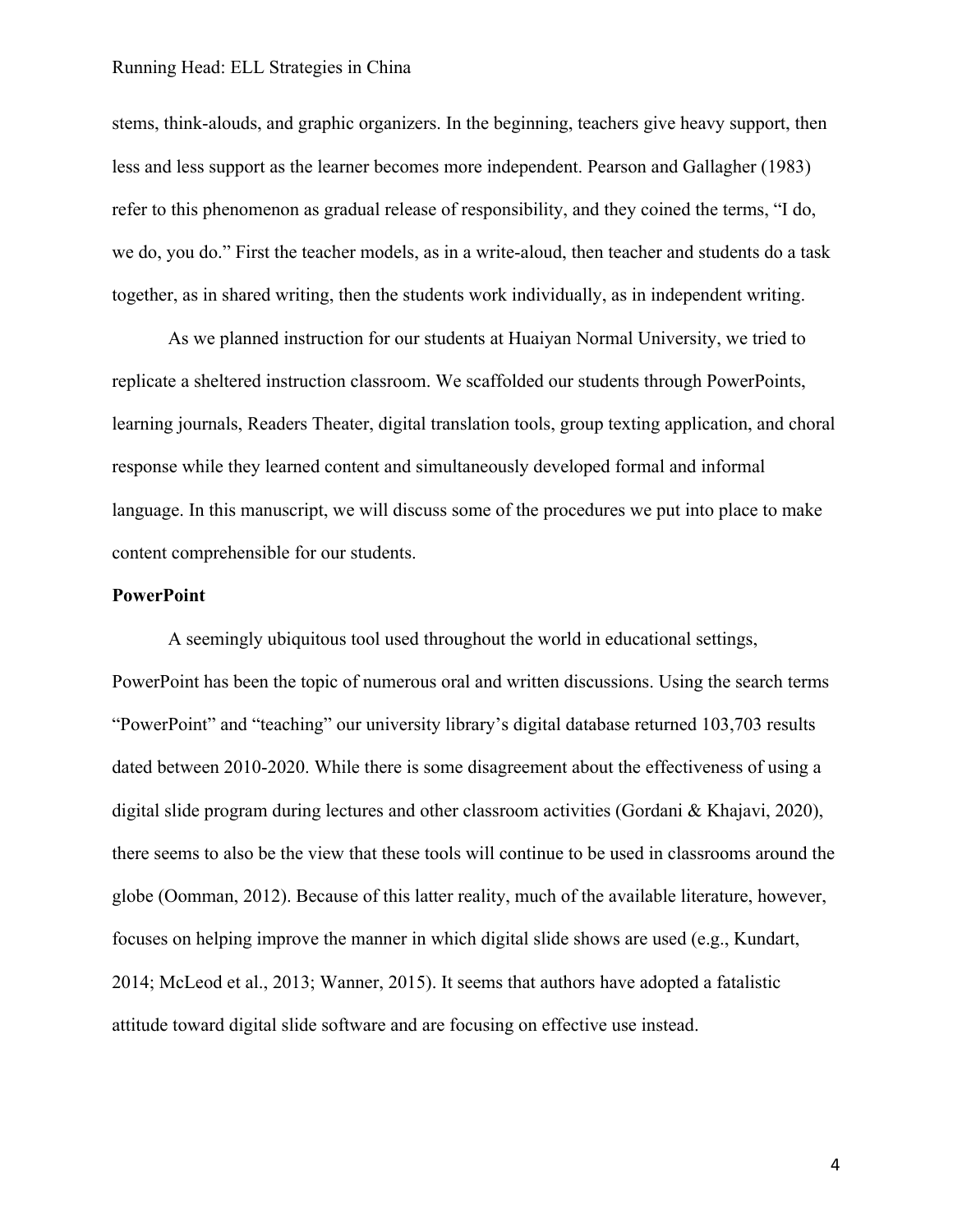stems, think-alouds, and graphic organizers. In the beginning, teachers give heavy support, then less and less support as the learner becomes more independent. Pearson and Gallagher (1983) refer to this phenomenon as gradual release of responsibility, and they coined the terms, "I do, we do, you do." First the teacher models, as in a write-aloud, then teacher and students do a task together, as in shared writing, then the students work individually, as in independent writing.

As we planned instruction for our students at Huaiyan Normal University, we tried to replicate a sheltered instruction classroom. We scaffolded our students through PowerPoints, learning journals, Readers Theater, digital translation tools, group texting application, and choral response while they learned content and simultaneously developed formal and informal language. In this manuscript, we will discuss some of the procedures we put into place to make content comprehensible for our students.

**PowerPoint**

A seemingly ubiquitous tool used throughout the world in educational settings, PowerPoint has been the topic of numerous oral and written discussions. Using the search terms "PowerPoint" and "teaching" our university library's digital database returned 103,703 results dated between 2010-2020. While there is some disagreement about the effectiveness of using a digital slide program during lectures and other classroom activities (Gordani & Khajavi, 2020), there seems to also be the view that these tools will continue to be used in classrooms around the globe (Oomman, 2012). Because of this latter reality, much of the available literature, however, focuses on helping improve the manner in which digital slide shows are used (e.g., Kundart, 2014; McLeod et al., 2013; Wanner, 2015). It seems that authors have adopted a fatalistic attitude toward digital slide software and are focusing on effective use instead.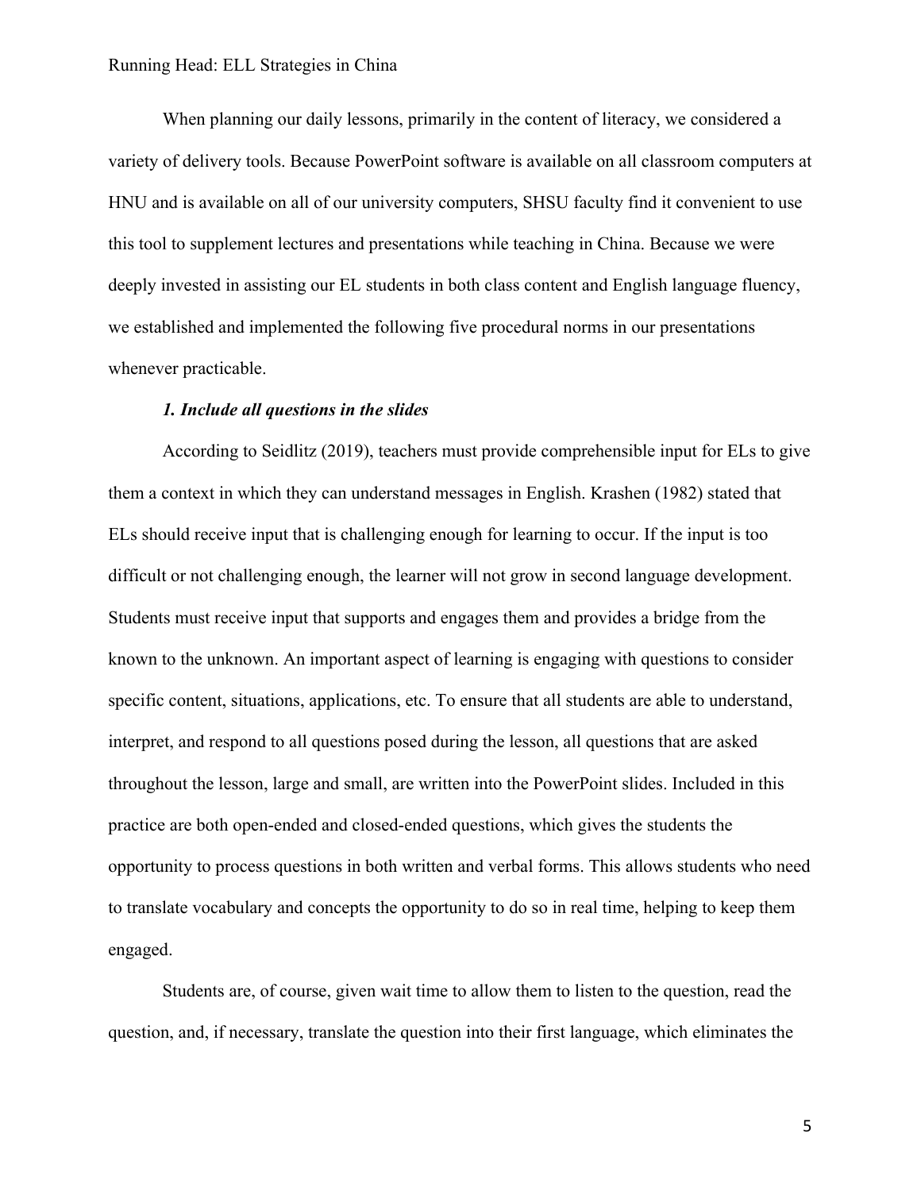When planning our daily lessons, primarily in the content of literacy, we considered a variety of delivery tools. Because PowerPoint software is available on all classroom computers at HNU and is available on all of our university computers, SHSU faculty find it convenient to use this tool to supplement lectures and presentations while teaching in China. Because we were deeply invested in assisting our EL students in both class content and English language fluency, we established and implemented the following five procedural norms in our presentations whenever practicable.

***1. Include all questions in the slides***

According to Seidlitz (2019), teachers must provide comprehensible input for ELs to give them a context in which they can understand messages in English. Krashen (1982) stated that ELs should receive input that is challenging enough for learning to occur. If the input is too difficult or not challenging enough, the learner will not grow in second language development. Students must receive input that supports and engages them and provides a bridge from the known to the unknown. An important aspect of learning is engaging with questions to consider specific content, situations, applications, etc. To ensure that all students are able to understand, interpret, and respond to all questions posed during the lesson, all questions that are asked throughout the lesson, large and small, are written into the PowerPoint slides. Included in this practice are both open-ended and closed-ended questions, which gives the students the opportunity to process questions in both written and verbal forms. This allows students who need to translate vocabulary and concepts the opportunity to do so in real time, helping to keep them engaged.

Students are, of course, given wait time to allow them to listen to the question, read the question, and, if necessary, translate the question into their first language, which eliminates the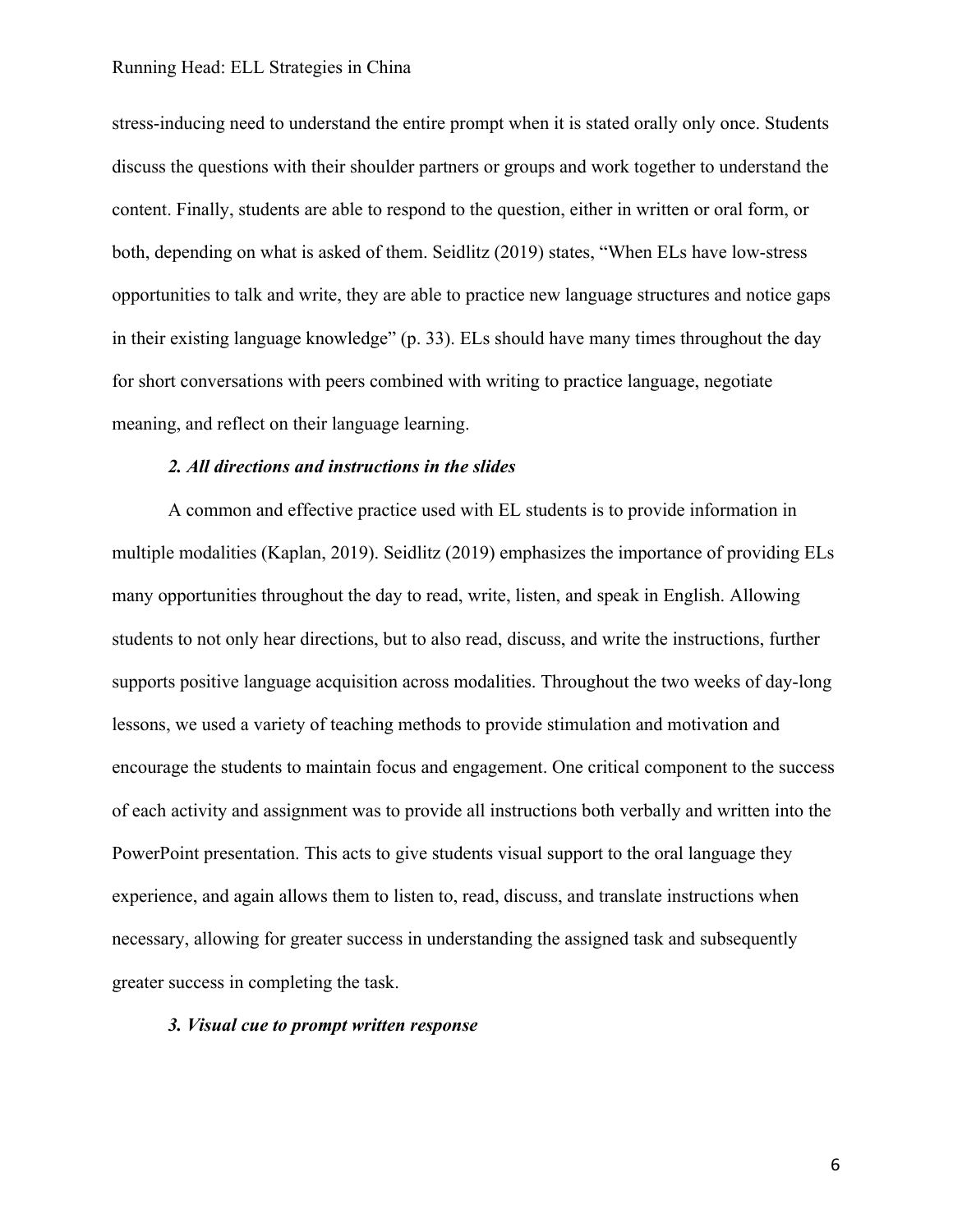stress-inducing need to understand the entire prompt when it is stated orally only once. Students discuss the questions with their shoulder partners or groups and work together to understand the content. Finally, students are able to respond to the question, either in written or oral form, or both, depending on what is asked of them. Seidlitz (2019) states, "When ELs have low-stress opportunities to talk and write, they are able to practice new language structures and notice gaps in their existing language knowledge" (p. 33). ELs should have many times throughout the day for short conversations with peers combined with writing to practice language, negotiate meaning, and reflect on their language learning.

***2. All directions and instructions in the slides***

A common and effective practice used with EL students is to provide information in multiple modalities (Kaplan, 2019). Seidlitz (2019) emphasizes the importance of providing ELs many opportunities throughout the day to read, write, listen, and speak in English. Allowing students to not only hear directions, but to also read, discuss, and write the instructions, further supports positive language acquisition across modalities. Throughout the two weeks of day-long lessons, we used a variety of teaching methods to provide stimulation and motivation and encourage the students to maintain focus and engagement. One critical component to the success of each activity and assignment was to provide all instructions both verbally and written into the PowerPoint presentation. This acts to give students visual support to the oral language they experience, and again allows them to listen to, read, discuss, and translate instructions when necessary, allowing for greater success in understanding the assigned task and subsequently greater success in completing the task.

***3. Visual cue to prompt written response***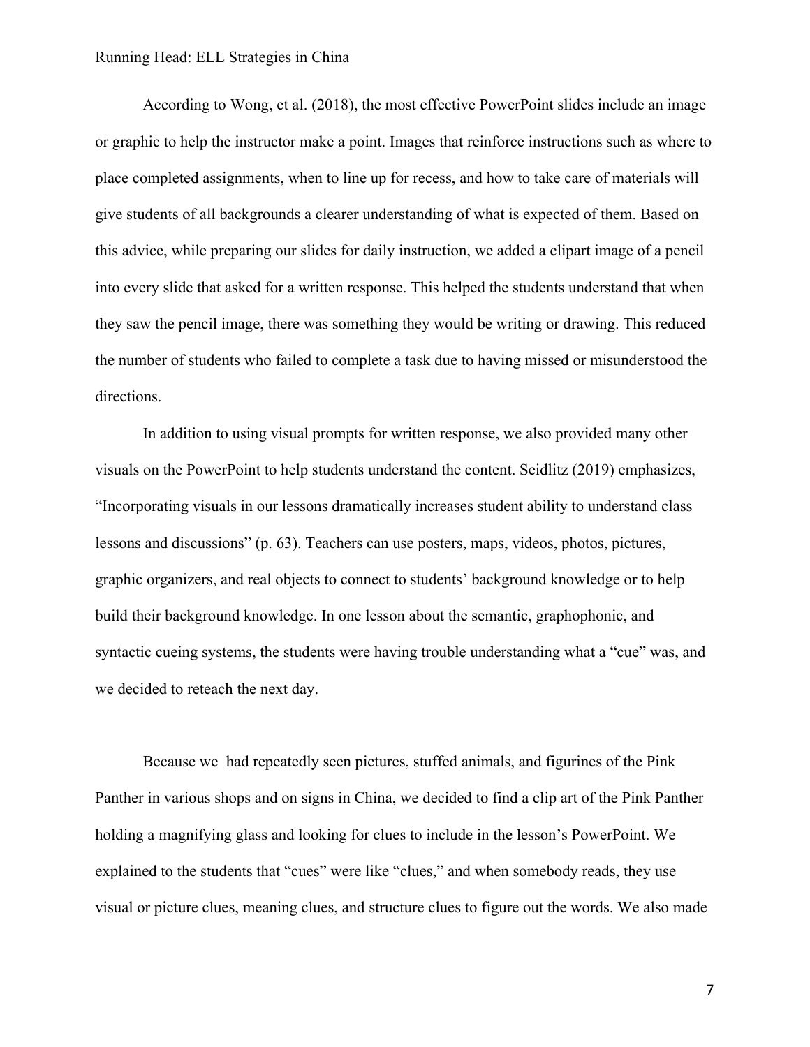According to Wong, et al. (2018), the most effective PowerPoint slides include an image or graphic to help the instructor make a point. Images that reinforce instructions such as where to place completed assignments, when to line up for recess, and how to take care of materials will give students of all backgrounds a clearer understanding of what is expected of them. Based on this advice, while preparing our slides for daily instruction, we added a clipart image of a pencil into every slide that asked for a written response. This helped the students understand that when they saw the pencil image, there was something they would be writing or drawing. This reduced the number of students who failed to complete a task due to having missed or misunderstood the directions.

In addition to using visual prompts for written response, we also provided many other visuals on the PowerPoint to help students understand the content. Seidlitz (2019) emphasizes, "Incorporating visuals in our lessons dramatically increases student ability to understand class lessons and discussions" (p. 63). Teachers can use posters, maps, videos, photos, pictures, graphic organizers, and real objects to connect to students' background knowledge or to help build their background knowledge. In one lesson about the semantic, graphophonic, and syntactic cueing systems, the students were having trouble understanding what a "cue" was, and we decided to reteach the next day.

Because we had repeatedly seen pictures, stuffed animals, and figurines of the Pink Panther in various shops and on signs in China, we decided to find a clip art of the Pink Panther holding a magnifying glass and looking for clues to include in the lesson's PowerPoint. We explained to the students that "cues" were like "clues," and when somebody reads, they use visual or picture clues, meaning clues, and structure clues to figure out the words. We also made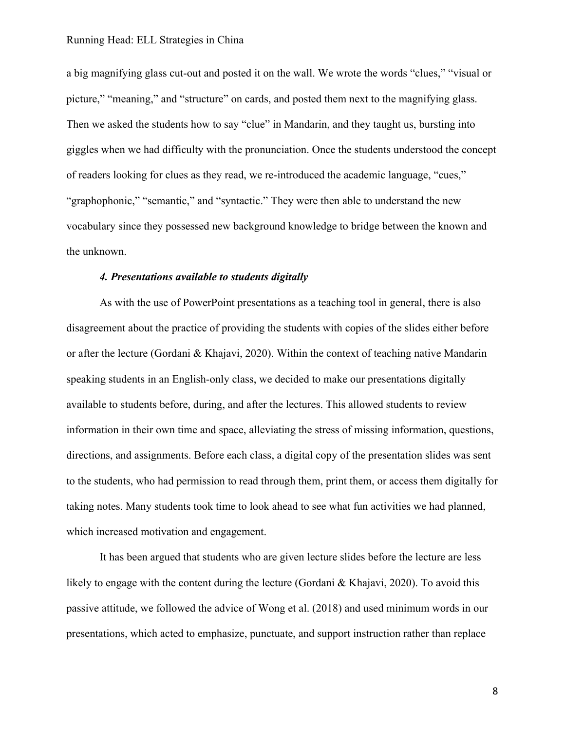a big magnifying glass cut-out and posted it on the wall. We wrote the words "clues," "visual or picture," "meaning," and "structure" on cards, and posted them next to the magnifying glass. Then we asked the students how to say "clue" in Mandarin, and they taught us, bursting into giggles when we had difficulty with the pronunciation. Once the students understood the concept of readers looking for clues as they read, we re-introduced the academic language, "cues," "graphophonic," "semantic," and "syntactic." They were then able to understand the new vocabulary since they possessed new background knowledge to bridge between the known and the unknown.

***4. Presentations available to students digitally***

As with the use of PowerPoint presentations as a teaching tool in general, there is also disagreement about the practice of providing the students with copies of the slides either before or after the lecture (Gordani & Khajavi, 2020). Within the context of teaching native Mandarin speaking students in an English-only class, we decided to make our presentations digitally available to students before, during, and after the lectures. This allowed students to review information in their own time and space, alleviating the stress of missing information, questions, directions, and assignments. Before each class, a digital copy of the presentation slides was sent to the students, who had permission to read through them, print them, or access them digitally for taking notes. Many students took time to look ahead to see what fun activities we had planned, which increased motivation and engagement.

It has been argued that students who are given lecture slides before the lecture are less likely to engage with the content during the lecture (Gordani & Khajavi, 2020). To avoid this passive attitude, we followed the advice of Wong et al. (2018) and used minimum words in our presentations, which acted to emphasize, punctuate, and support instruction rather than replace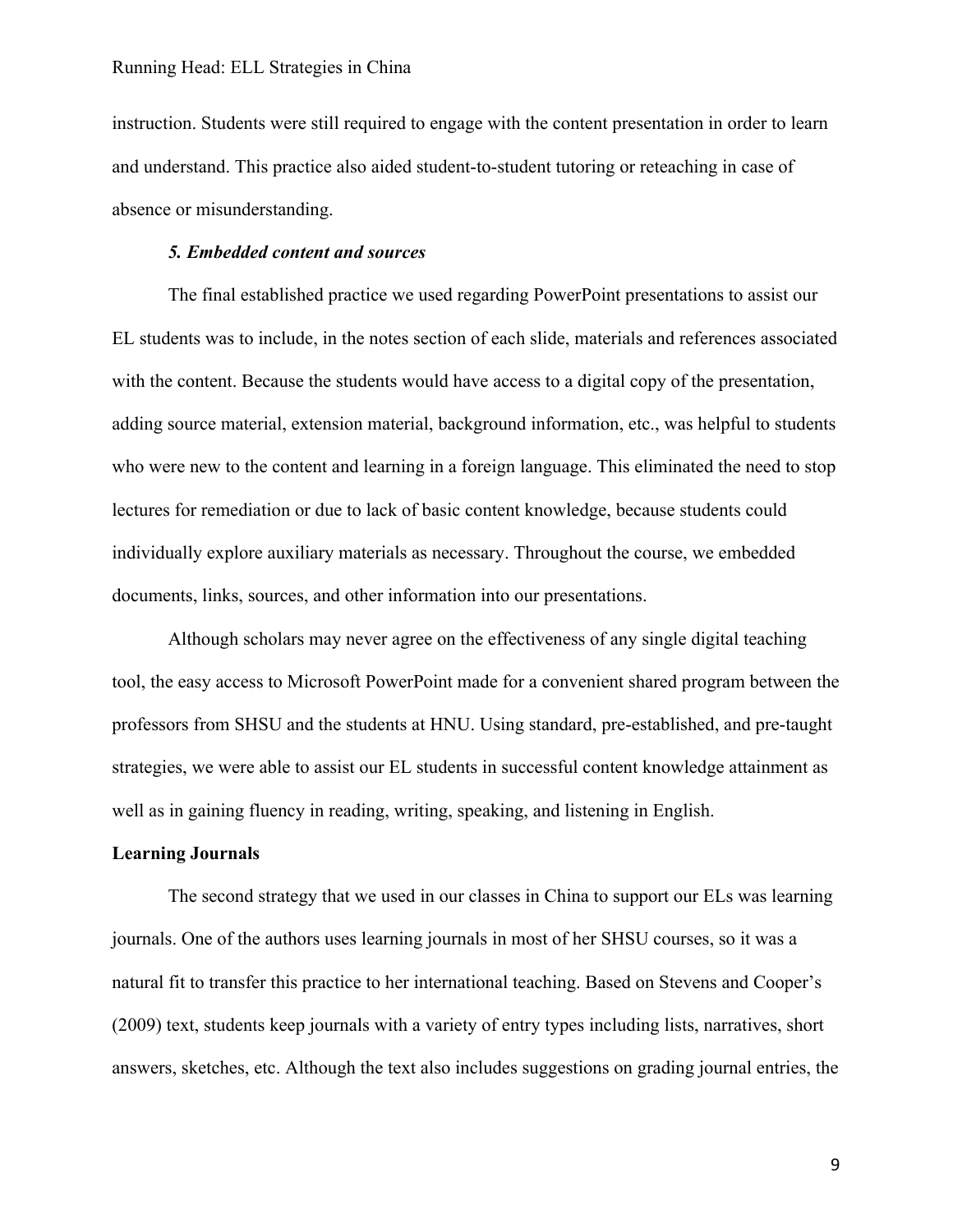instruction. Students were still required to engage with the content presentation in order to learn and understand. This practice also aided student-to-student tutoring or reteaching in case of absence or misunderstanding.

### *5. Embedded content and sources*

The final established practice we used regarding PowerPoint presentations to assist our EL students was to include, in the notes section of each slide, materials and references associated with the content. Because the students would have access to a digital copy of the presentation, adding source material, extension material, background information, etc., was helpful to students who were new to the content and learning in a foreign language. This eliminated the need to stop lectures for remediation or due to lack of basic content knowledge, because students could individually explore auxiliary materials as necessary. Throughout the course, we embedded documents, links, sources, and other information into our presentations.

Although scholars may never agree on the effectiveness of any single digital teaching tool, the easy access to Microsoft PowerPoint made for a convenient shared program between the professors from SHSU and the students at HNU. Using standard, pre-established, and pre-taught strategies, we were able to assist our EL students in successful content knowledge attainment as well as in gaining fluency in reading, writing, speaking, and listening in English.

## Learning Journals

The second strategy that we used in our classes in China to support our ELs was learning journals. One of the authors uses learning journals in most of her SHSU courses, so it was a natural fit to transfer this practice to her international teaching. Based on Stevens and Cooper's (2009) text, students keep journals with a variety of entry types including lists, narratives, short answers, sketches, etc. Although the text also includes suggestions on grading journal entries, the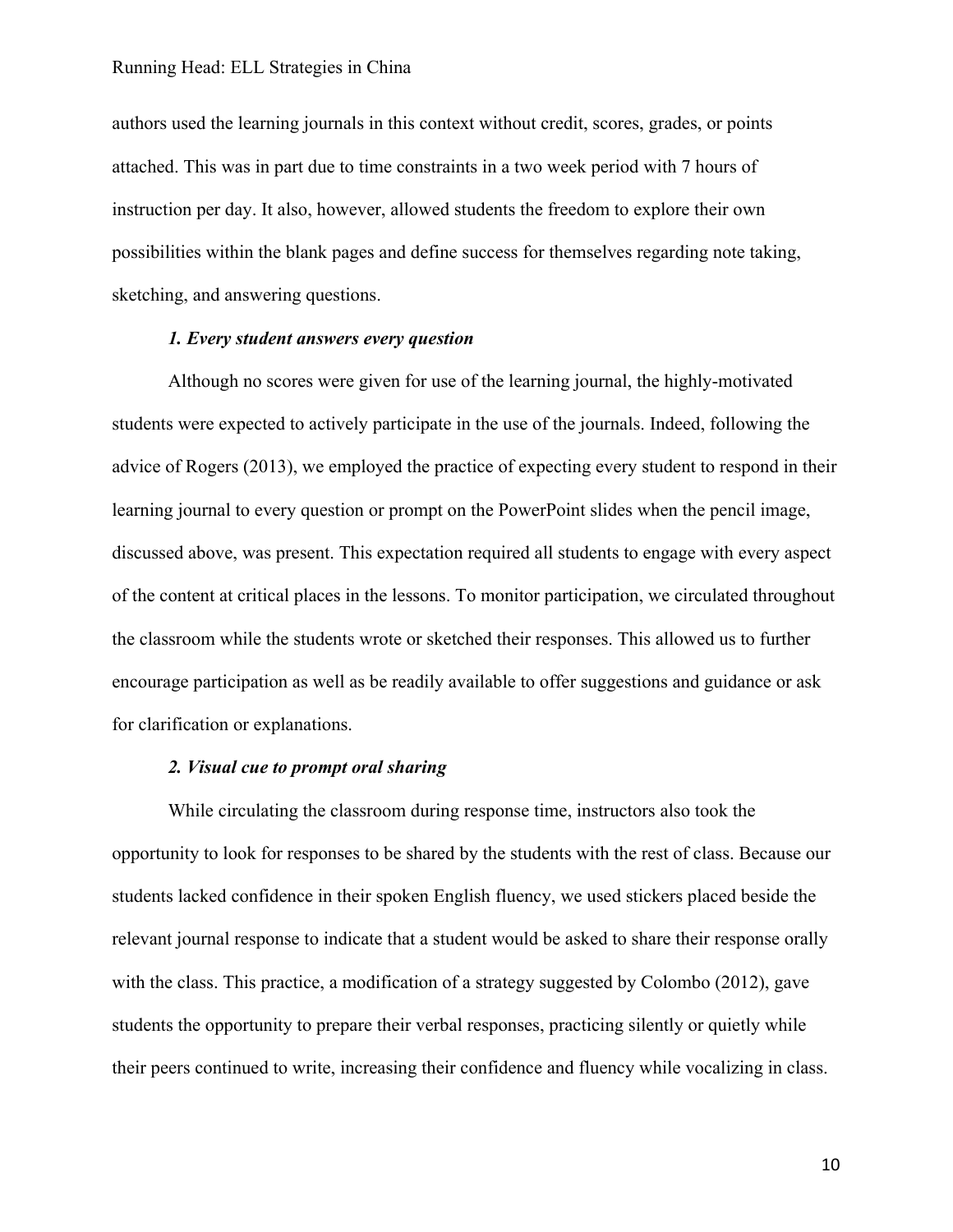authors used the learning journals in this context without credit, scores, grades, or points attached. This was in part due to time constraints in a two week period with 7 hours of instruction per day. It also, however, allowed students the freedom to explore their own possibilities within the blank pages and define success for themselves regarding note taking, sketching, and answering questions.

### *1. Every student answers every question*

Although no scores were given for use of the learning journal, the highly-motivated students were expected to actively participate in the use of the journals. Indeed, following the advice of Rogers (2013), we employed the practice of expecting every student to respond in their learning journal to every question or prompt on the PowerPoint slides when the pencil image, discussed above, was present. This expectation required all students to engage with every aspect of the content at critical places in the lessons. To monitor participation, we circulated throughout the classroom while the students wrote or sketched their responses. This allowed us to further encourage participation as well as be readily available to offer suggestions and guidance or ask for clarification or explanations.

### *2. Visual cue to prompt oral sharing*

While circulating the classroom during response time, instructors also took the opportunity to look for responses to be shared by the students with the rest of class. Because our students lacked confidence in their spoken English fluency, we used stickers placed beside the relevant journal response to indicate that a student would be asked to share their response orally with the class. This practice, a modification of a strategy suggested by Colombo (2012), gave students the opportunity to prepare their verbal responses, practicing silently or quietly while their peers continued to write, increasing their confidence and fluency while vocalizing in class.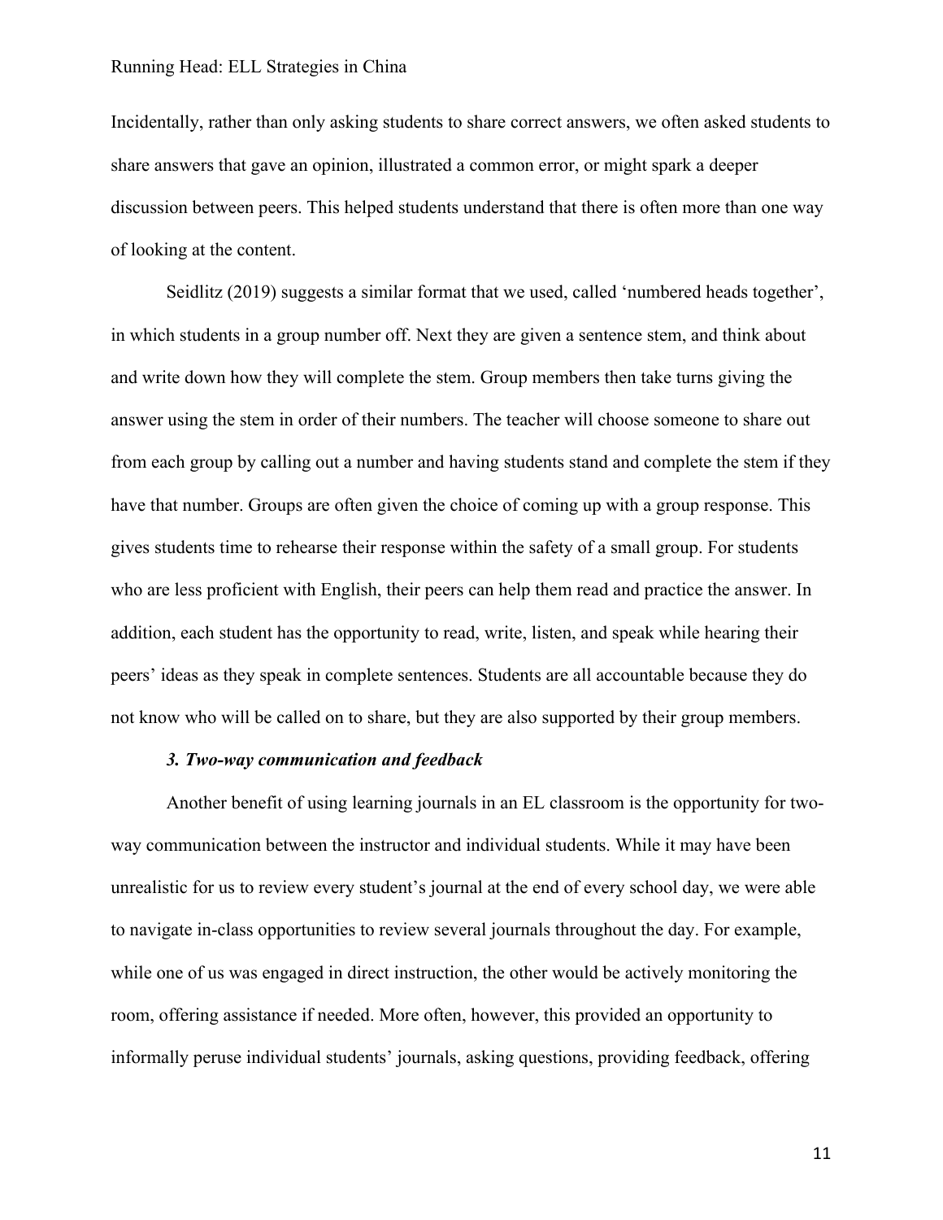Incidentally, rather than only asking students to share correct answers, we often asked students to share answers that gave an opinion, illustrated a common error, or might spark a deeper discussion between peers. This helped students understand that there is often more than one way of looking at the content.

Seidlitz (2019) suggests a similar format that we used, called 'numbered heads together', in which students in a group number off. Next they are given a sentence stem, and think about and write down how they will complete the stem. Group members then take turns giving the answer using the stem in order of their numbers. The teacher will choose someone to share out from each group by calling out a number and having students stand and complete the stem if they have that number. Groups are often given the choice of coming up with a group response. This gives students time to rehearse their response within the safety of a small group. For students who are less proficient with English, their peers can help them read and practice the answer. In addition, each student has the opportunity to read, write, listen, and speak while hearing their peers' ideas as they speak in complete sentences. Students are all accountable because they do not know who will be called on to share, but they are also supported by their group members.

### *3. Two-way communication and feedback*

Another benefit of using learning journals in an EL classroom is the opportunity for two-way communication between the instructor and individual students. While it may have been unrealistic for us to review every student's journal at the end of every school day, we were able to navigate in-class opportunities to review several journals throughout the day. For example, while one of us was engaged in direct instruction, the other would be actively monitoring the room, offering assistance if needed. More often, however, this provided an opportunity to informally peruse individual students' journals, asking questions, providing feedback, offering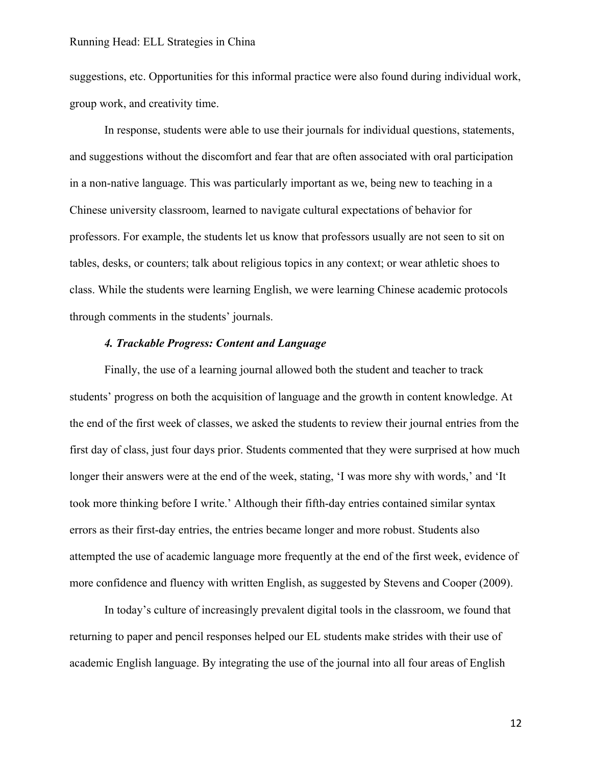suggestions, etc. Opportunities for this informal practice were also found during individual work, group work, and creativity time.

In response, students were able to use their journals for individual questions, statements, and suggestions without the discomfort and fear that are often associated with oral participation in a non-native language. This was particularly important as we, being new to teaching in a Chinese university classroom, learned to navigate cultural expectations of behavior for professors. For example, the students let us know that professors usually are not seen to sit on tables, desks, or counters; talk about religious topics in any context; or wear athletic shoes to class. While the students were learning English, we were learning Chinese academic protocols through comments in the students' journals.

***4. Trackable Progress: Content and Language***

Finally, the use of a learning journal allowed both the student and teacher to track students' progress on both the acquisition of language and the growth in content knowledge. At the end of the first week of classes, we asked the students to review their journal entries from the first day of class, just four days prior. Students commented that they were surprised at how much longer their answers were at the end of the week, stating, 'I was more shy with words,' and 'It took more thinking before I write.' Although their fifth-day entries contained similar syntax errors as their first-day entries, the entries became longer and more robust. Students also attempted the use of academic language more frequently at the end of the first week, evidence of more confidence and fluency with written English, as suggested by Stevens and Cooper (2009).

In today's culture of increasingly prevalent digital tools in the classroom, we found that returning to paper and pencil responses helped our EL students make strides with their use of academic English language. By integrating the use of the journal into all four areas of English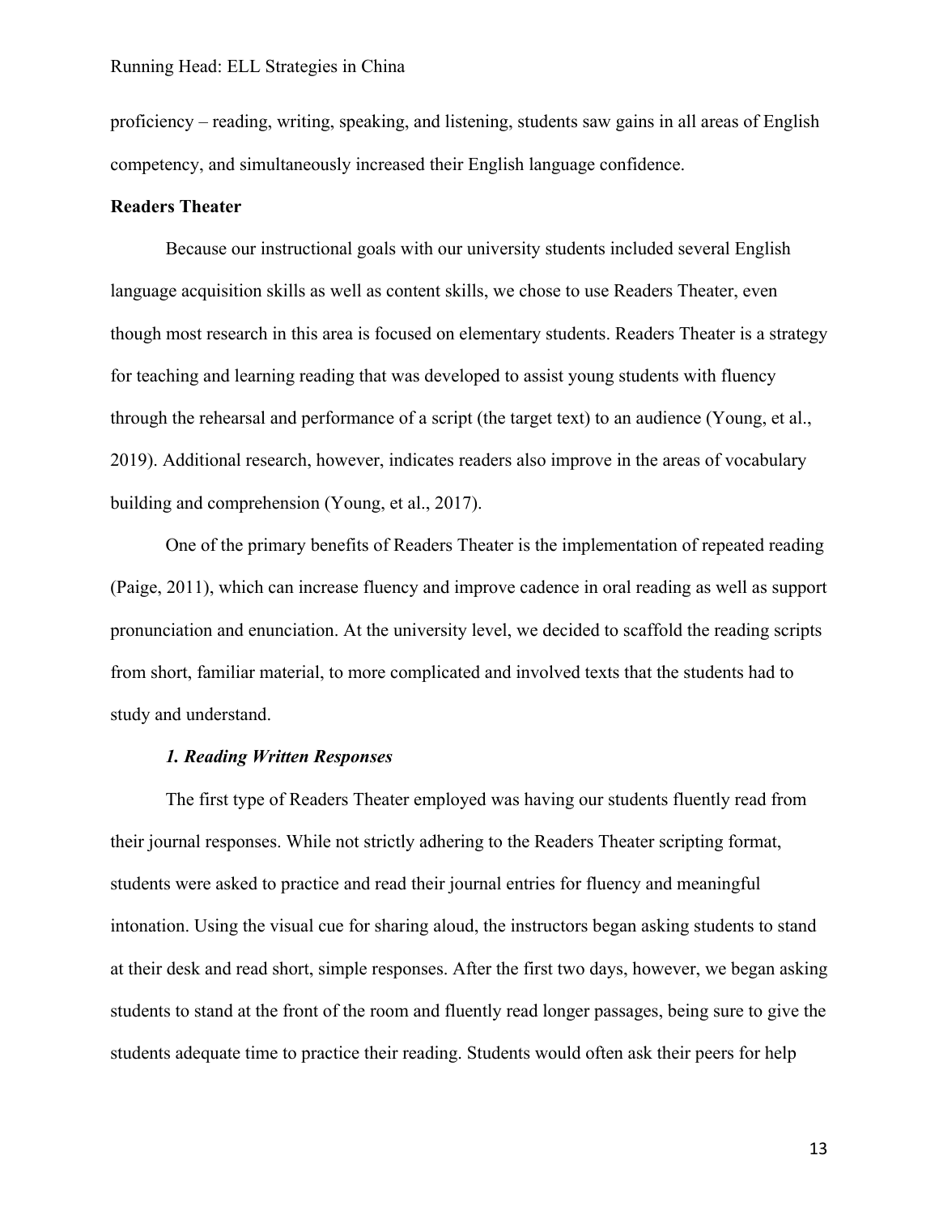proficiency – reading, writing, speaking, and listening, students saw gains in all areas of English competency, and simultaneously increased their English language confidence.

## Readers Theater

Because our instructional goals with our university students included several English language acquisition skills as well as content skills, we chose to use Readers Theater, even though most research in this area is focused on elementary students. Readers Theater is a strategy for teaching and learning reading that was developed to assist young students with fluency through the rehearsal and performance of a script (the target text) to an audience (Young, et al., 2019). Additional research, however, indicates readers also improve in the areas of vocabulary building and comprehension (Young, et al., 2017).

One of the primary benefits of Readers Theater is the implementation of repeated reading (Paige, 2011), which can increase fluency and improve cadence in oral reading as well as support pronunciation and enunciation. At the university level, we decided to scaffold the reading scripts from short, familiar material, to more complicated and involved texts that the students had to study and understand.

### *1. Reading Written Responses*

The first type of Readers Theater employed was having our students fluently read from their journal responses. While not strictly adhering to the Readers Theater scripting format, students were asked to practice and read their journal entries for fluency and meaningful intonation. Using the visual cue for sharing aloud, the instructors began asking students to stand at their desk and read short, simple responses. After the first two days, however, we began asking students to stand at the front of the room and fluently read longer passages, being sure to give the students adequate time to practice their reading. Students would often ask their peers for help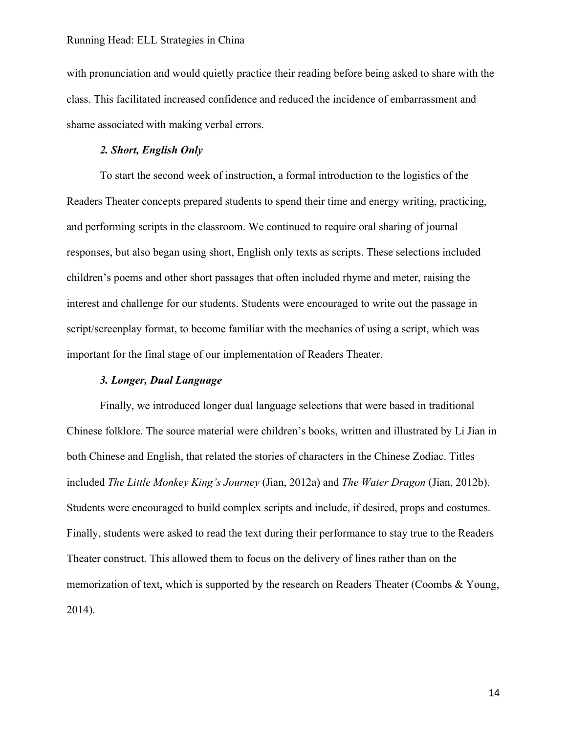with pronunciation and would quietly practice their reading before being asked to share with the class. This facilitated increased confidence and reduced the incidence of embarrassment and shame associated with making verbal errors.

### *2. Short, English Only*

To start the second week of instruction, a formal introduction to the logistics of the Readers Theater concepts prepared students to spend their time and energy writing, practicing, and performing scripts in the classroom. We continued to require oral sharing of journal responses, but also began using short, English only texts as scripts. These selections included children's poems and other short passages that often included rhyme and meter, raising the interest and challenge for our students. Students were encouraged to write out the passage in script/screenplay format, to become familiar with the mechanics of using a script, which was important for the final stage of our implementation of Readers Theater.

### *3. Longer, Dual Language*

Finally, we introduced longer dual language selections that were based in traditional Chinese folklore. The source material were children's books, written and illustrated by Li Jian in both Chinese and English, that related the stories of characters in the Chinese Zodiac. Titles included *The Little Monkey King's Journey* (Jian, 2012a) and *The Water Dragon* (Jian, 2012b). Students were encouraged to build complex scripts and include, if desired, props and costumes. Finally, students were asked to read the text during their performance to stay true to the Readers Theater construct. This allowed them to focus on the delivery of lines rather than on the memorization of text, which is supported by the research on Readers Theater (Coombs & Young, 2014).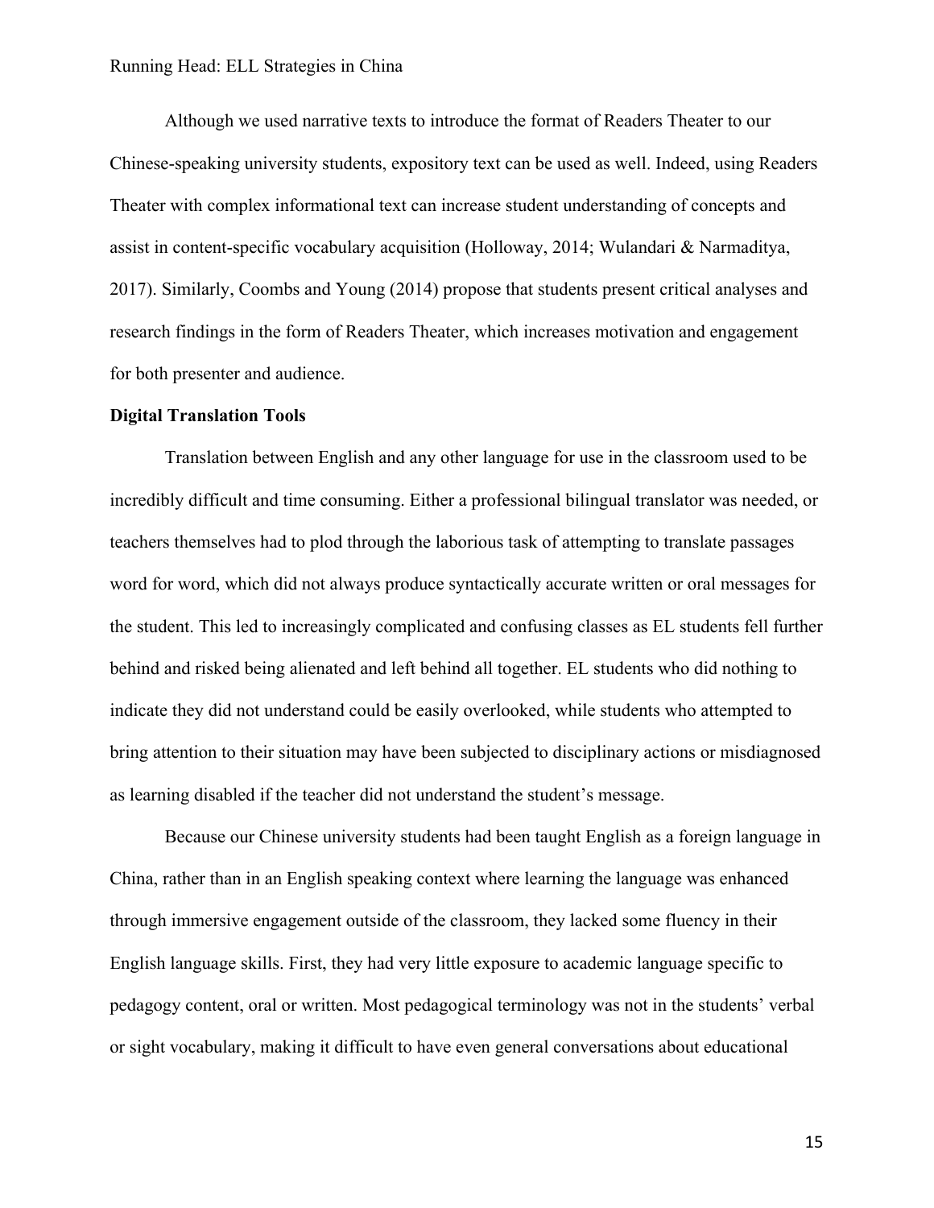Although we used narrative texts to introduce the format of Readers Theater to our Chinese-speaking university students, expository text can be used as well. Indeed, using Readers Theater with complex informational text can increase student understanding of concepts and assist in content-specific vocabulary acquisition (Holloway, 2014; Wulandari & Narmaditya, 2017). Similarly, Coombs and Young (2014) propose that students present critical analyses and research findings in the form of Readers Theater, which increases motivation and engagement for both presenter and audience.

**Digital Translation Tools**

Translation between English and any other language for use in the classroom used to be incredibly difficult and time consuming. Either a professional bilingual translator was needed, or teachers themselves had to plod through the laborious task of attempting to translate passages word for word, which did not always produce syntactically accurate written or oral messages for the student. This led to increasingly complicated and confusing classes as EL students fell further behind and risked being alienated and left behind all together. EL students who did nothing to indicate they did not understand could be easily overlooked, while students who attempted to bring attention to their situation may have been subjected to disciplinary actions or misdiagnosed as learning disabled if the teacher did not understand the student's message.

Because our Chinese university students had been taught English as a foreign language in China, rather than in an English speaking context where learning the language was enhanced through immersive engagement outside of the classroom, they lacked some fluency in their English language skills. First, they had very little exposure to academic language specific to pedagogy content, oral or written. Most pedagogical terminology was not in the students' verbal or sight vocabulary, making it difficult to have even general conversations about educational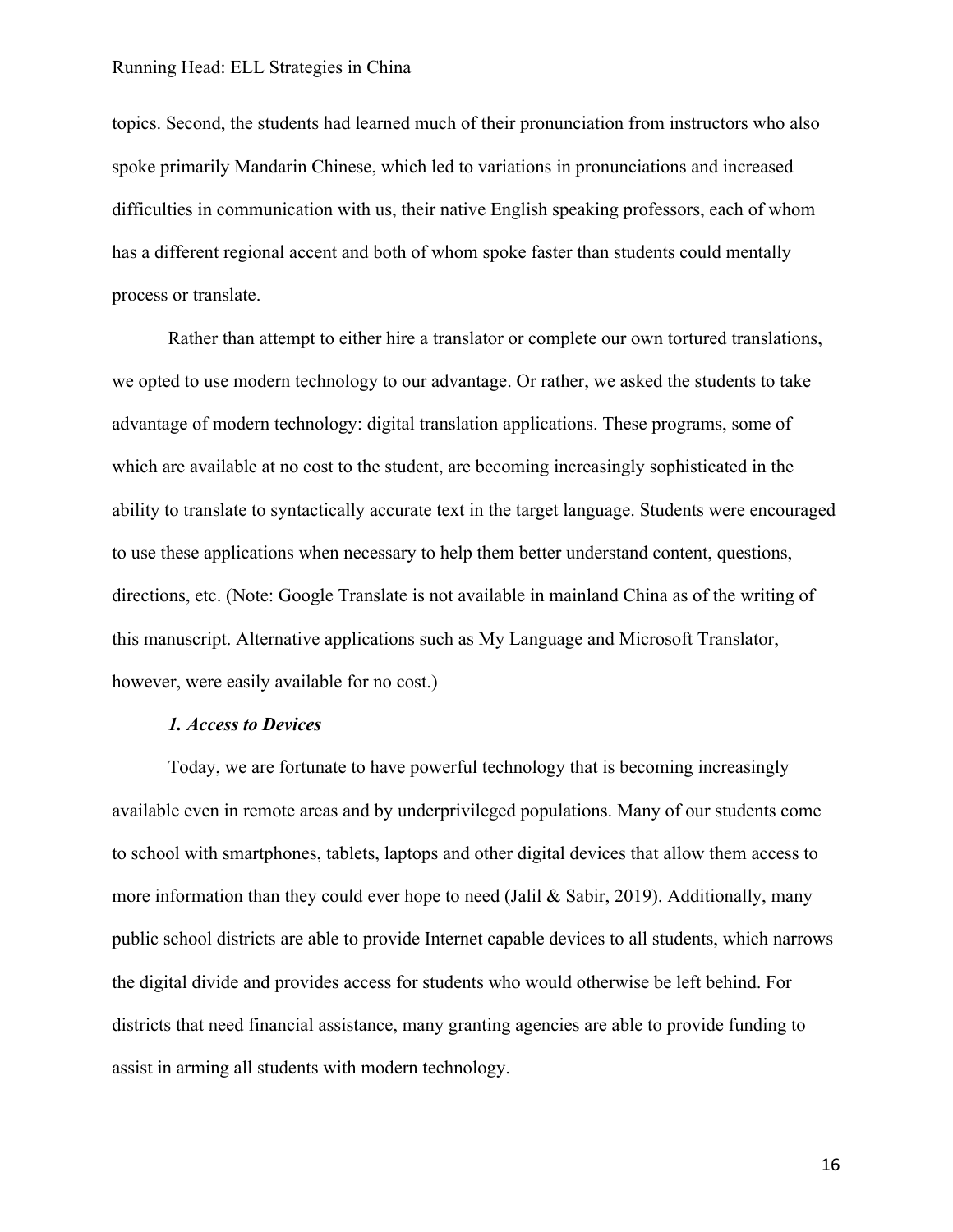topics. Second, the students had learned much of their pronunciation from instructors who also spoke primarily Mandarin Chinese, which led to variations in pronunciations and increased difficulties in communication with us, their native English speaking professors, each of whom has a different regional accent and both of whom spoke faster than students could mentally process or translate.

Rather than attempt to either hire a translator or complete our own tortured translations, we opted to use modern technology to our advantage. Or rather, we asked the students to take advantage of modern technology: digital translation applications. These programs, some of which are available at no cost to the student, are becoming increasingly sophisticated in the ability to translate to syntactically accurate text in the target language. Students were encouraged to use these applications when necessary to help them better understand content, questions, directions, etc. (Note: Google Translate is not available in mainland China as of the writing of this manuscript. Alternative applications such as My Language and Microsoft Translator, however, were easily available for no cost.)

### *1. Access to Devices*

Today, we are fortunate to have powerful technology that is becoming increasingly available even in remote areas and by underprivileged populations. Many of our students come to school with smartphones, tablets, laptops and other digital devices that allow them access to more information than they could ever hope to need (Jalil & Sabir, 2019). Additionally, many public school districts are able to provide Internet capable devices to all students, which narrows the digital divide and provides access for students who would otherwise be left behind. For districts that need financial assistance, many granting agencies are able to provide funding to assist in arming all students with modern technology.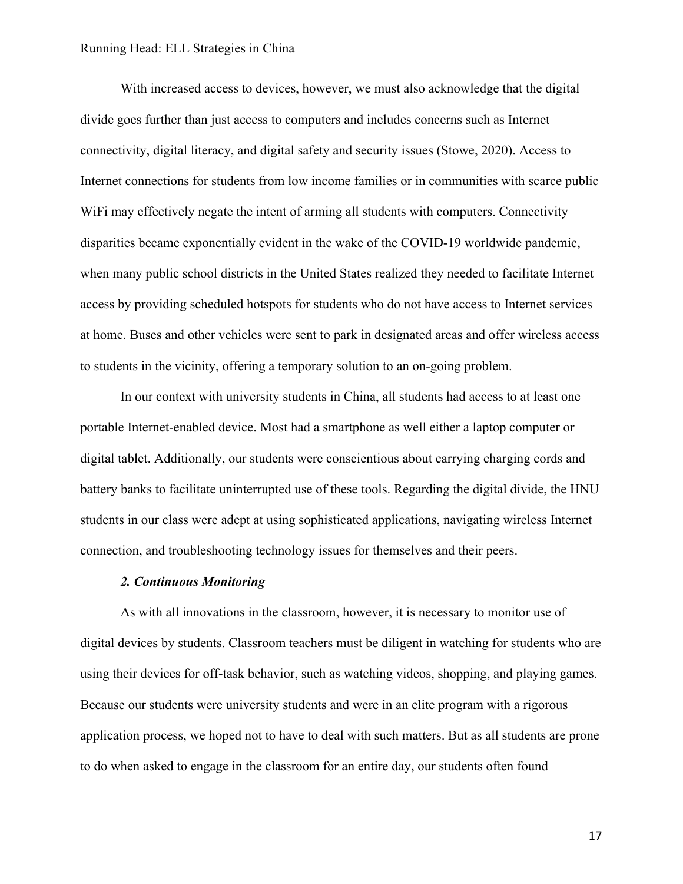With increased access to devices, however, we must also acknowledge that the digital divide goes further than just access to computers and includes concerns such as Internet connectivity, digital literacy, and digital safety and security issues (Stowe, 2020). Access to Internet connections for students from low income families or in communities with scarce public WiFi may effectively negate the intent of arming all students with computers. Connectivity disparities became exponentially evident in the wake of the COVID-19 worldwide pandemic, when many public school districts in the United States realized they needed to facilitate Internet access by providing scheduled hotspots for students who do not have access to Internet services at home. Buses and other vehicles were sent to park in designated areas and offer wireless access to students in the vicinity, offering a temporary solution to an on-going problem.

In our context with university students in China, all students had access to at least one portable Internet-enabled device. Most had a smartphone as well either a laptop computer or digital tablet. Additionally, our students were conscientious about carrying charging cords and battery banks to facilitate uninterrupted use of these tools. Regarding the digital divide, the HNU students in our class were adept at using sophisticated applications, navigating wireless Internet connection, and troubleshooting technology issues for themselves and their peers.

### *2. Continuous Monitoring*

As with all innovations in the classroom, however, it is necessary to monitor use of digital devices by students. Classroom teachers must be diligent in watching for students who are using their devices for off-task behavior, such as watching videos, shopping, and playing games. Because our students were university students and were in an elite program with a rigorous application process, we hoped not to have to deal with such matters. But as all students are prone to do when asked to engage in the classroom for an entire day, our students often found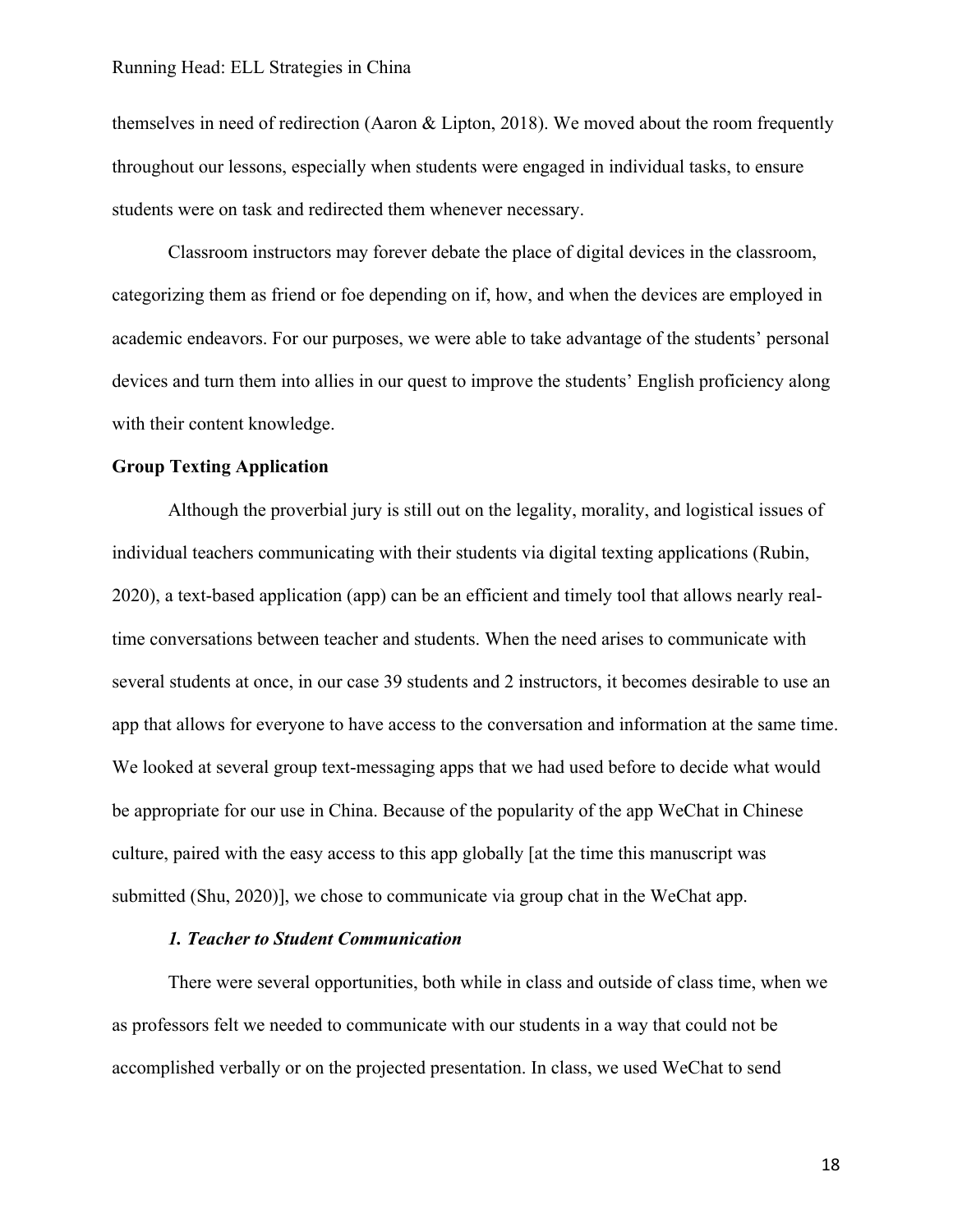themselves in need of redirection (Aaron & Lipton, 2018). We moved about the room frequently throughout our lessons, especially when students were engaged in individual tasks, to ensure students were on task and redirected them whenever necessary.

Classroom instructors may forever debate the place of digital devices in the classroom, categorizing them as friend or foe depending on if, how, and when the devices are employed in academic endeavors. For our purposes, we were able to take advantage of the students' personal devices and turn them into allies in our quest to improve the students' English proficiency along with their content knowledge.

## Group Texting Application

Although the proverbial jury is still out on the legality, morality, and logistical issues of individual teachers communicating with their students via digital texting applications (Rubin, 2020), a text-based application (app) can be an efficient and timely tool that allows nearly real-time conversations between teacher and students. When the need arises to communicate with several students at once, in our case 39 students and 2 instructors, it becomes desirable to use an app that allows for everyone to have access to the conversation and information at the same time. We looked at several group text-messaging apps that we had used before to decide what would be appropriate for our use in China. Because of the popularity of the app WeChat in Chinese culture, paired with the easy access to this app globally [at the time this manuscript was submitted (Shu, 2020)], we chose to communicate via group chat in the WeChat app.

### *1. Teacher to Student Communication*

There were several opportunities, both while in class and outside of class time, when we as professors felt we needed to communicate with our students in a way that could not be accomplished verbally or on the projected presentation. In class, we used WeChat to send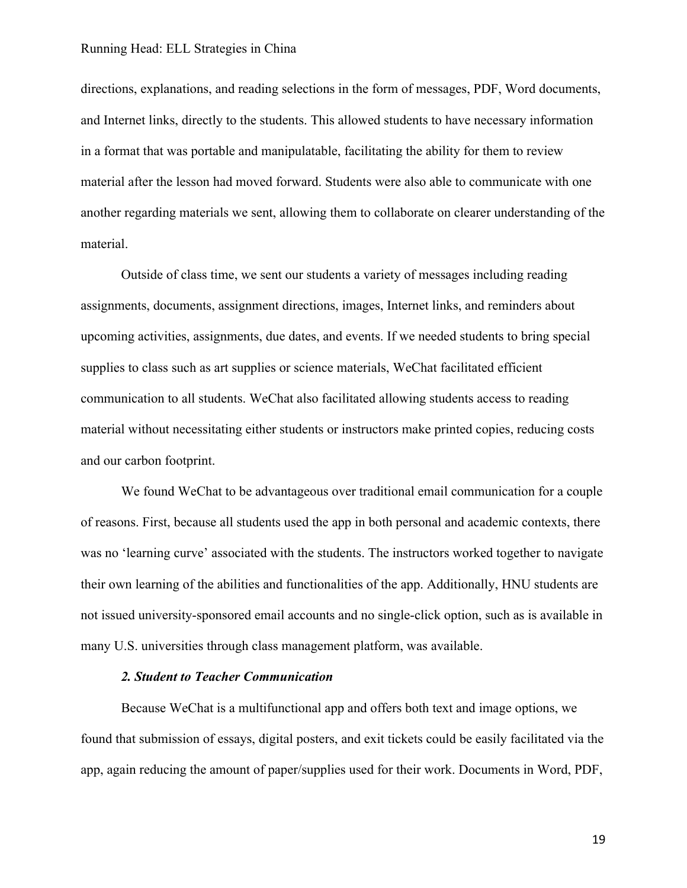directions, explanations, and reading selections in the form of messages, PDF, Word documents, and Internet links, directly to the students. This allowed students to have necessary information in a format that was portable and manipulatable, facilitating the ability for them to review material after the lesson had moved forward. Students were also able to communicate with one another regarding materials we sent, allowing them to collaborate on clearer understanding of the material.

Outside of class time, we sent our students a variety of messages including reading assignments, documents, assignment directions, images, Internet links, and reminders about upcoming activities, assignments, due dates, and events. If we needed students to bring special supplies to class such as art supplies or science materials, WeChat facilitated efficient communication to all students. WeChat also facilitated allowing students access to reading material without necessitating either students or instructors make printed copies, reducing costs and our carbon footprint.

We found WeChat to be advantageous over traditional email communication for a couple of reasons. First, because all students used the app in both personal and academic contexts, there was no 'learning curve' associated with the students. The instructors worked together to navigate their own learning of the abilities and functionalities of the app. Additionally, HNU students are not issued university-sponsored email accounts and no single-click option, such as is available in many U.S. universities through class management platform, was available.

***2. Student to Teacher Communication***

Because WeChat is a multifunctional app and offers both text and image options, we found that submission of essays, digital posters, and exit tickets could be easily facilitated via the app, again reducing the amount of paper/supplies used for their work. Documents in Word, PDF,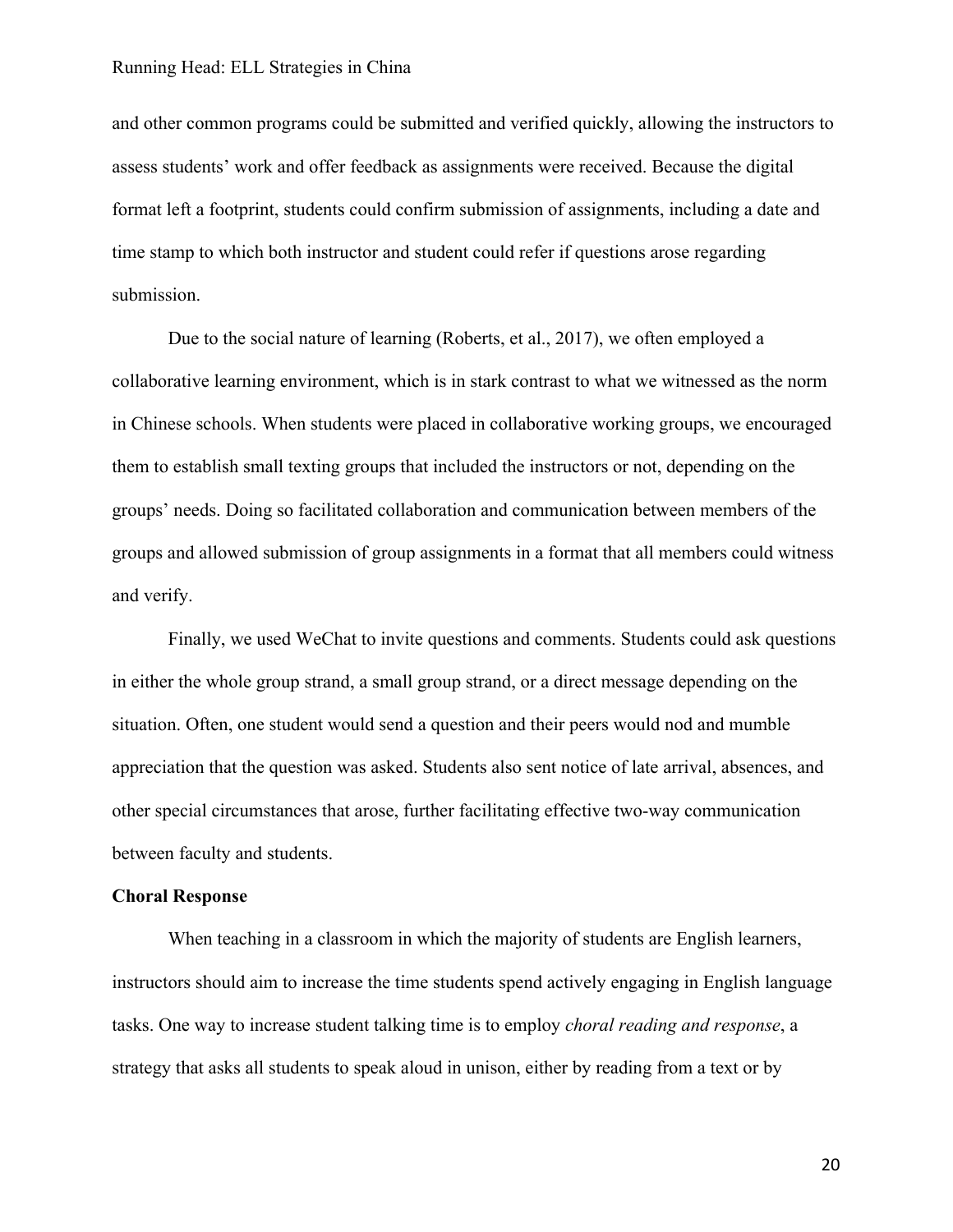and other common programs could be submitted and verified quickly, allowing the instructors to assess students' work and offer feedback as assignments were received. Because the digital format left a footprint, students could confirm submission of assignments, including a date and time stamp to which both instructor and student could refer if questions arose regarding submission.

Due to the social nature of learning (Roberts, et al., 2017), we often employed a collaborative learning environment, which is in stark contrast to what we witnessed as the norm in Chinese schools. When students were placed in collaborative working groups, we encouraged them to establish small texting groups that included the instructors or not, depending on the groups' needs. Doing so facilitated collaboration and communication between members of the groups and allowed submission of group assignments in a format that all members could witness and verify.

Finally, we used WeChat to invite questions and comments. Students could ask questions in either the whole group strand, a small group strand, or a direct message depending on the situation. Often, one student would send a question and their peers would nod and mumble appreciation that the question was asked. Students also sent notice of late arrival, absences, and other special circumstances that arose, further facilitating effective two-way communication between faculty and students.

**Choral Response**

When teaching in a classroom in which the majority of students are English learners, instructors should aim to increase the time students spend actively engaging in English language tasks. One way to increase student talking time is to employ *choral reading and response*, a strategy that asks all students to speak aloud in unison, either by reading from a text or by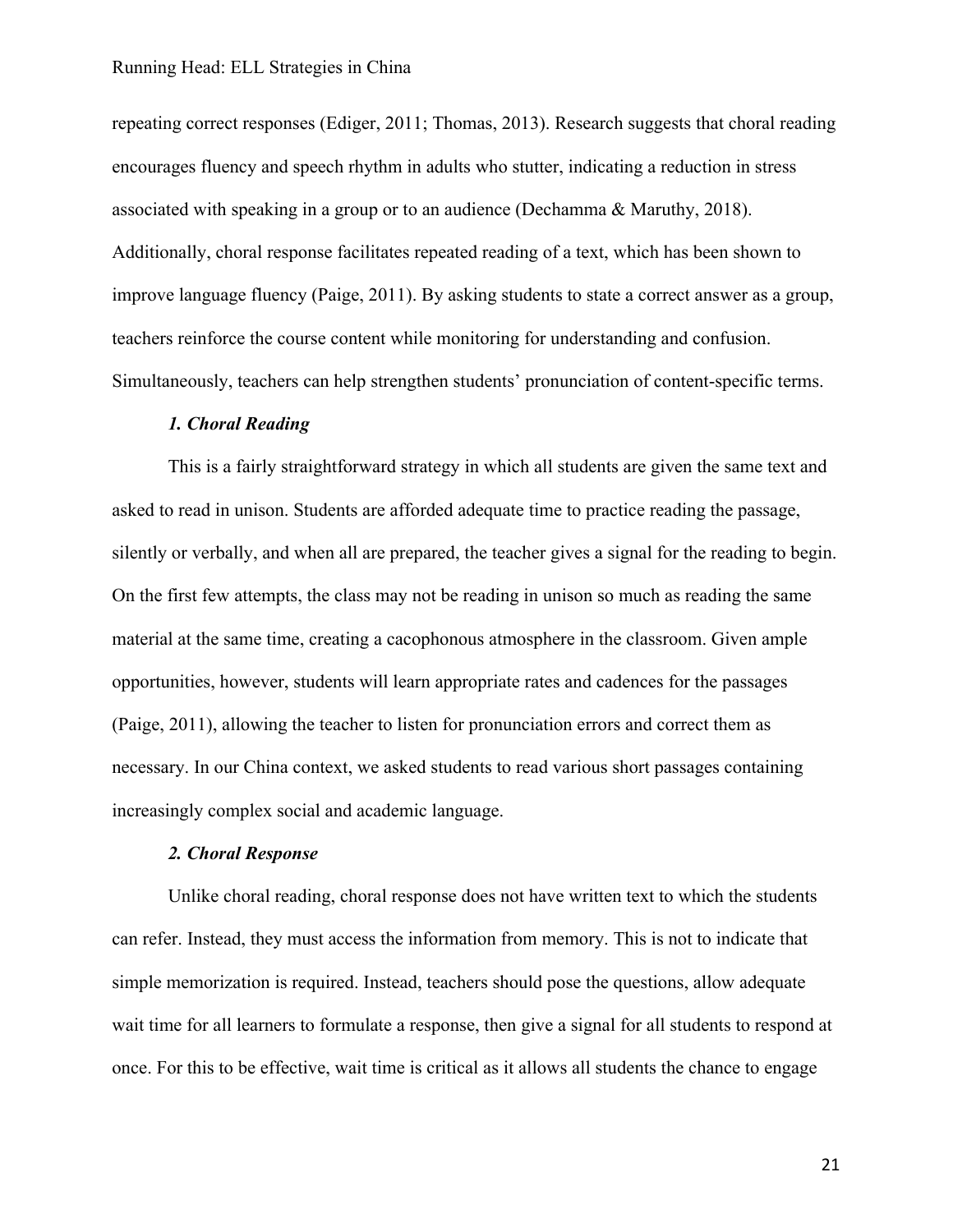repeating correct responses (Ediger, 2011; Thomas, 2013). Research suggests that choral reading encourages fluency and speech rhythm in adults who stutter, indicating a reduction in stress associated with speaking in a group or to an audience (Dechamma & Maruthy, 2018). Additionally, choral response facilitates repeated reading of a text, which has been shown to improve language fluency (Paige, 2011). By asking students to state a correct answer as a group, teachers reinforce the course content while monitoring for understanding and confusion. Simultaneously, teachers can help strengthen students' pronunciation of content-specific terms.

#### *1. Choral Reading*

This is a fairly straightforward strategy in which all students are given the same text and asked to read in unison. Students are afforded adequate time to practice reading the passage, silently or verbally, and when all are prepared, the teacher gives a signal for the reading to begin. On the first few attempts, the class may not be reading in unison so much as reading the same material at the same time, creating a cacophonous atmosphere in the classroom. Given ample opportunities, however, students will learn appropriate rates and cadences for the passages (Paige, 2011), allowing the teacher to listen for pronunciation errors and correct them as necessary. In our China context, we asked students to read various short passages containing increasingly complex social and academic language.

#### *2. Choral Response*

Unlike choral reading, choral response does not have written text to which the students can refer. Instead, they must access the information from memory. This is not to indicate that simple memorization is required. Instead, teachers should pose the questions, allow adequate wait time for all learners to formulate a response, then give a signal for all students to respond at once. For this to be effective, wait time is critical as it allows all students the chance to engage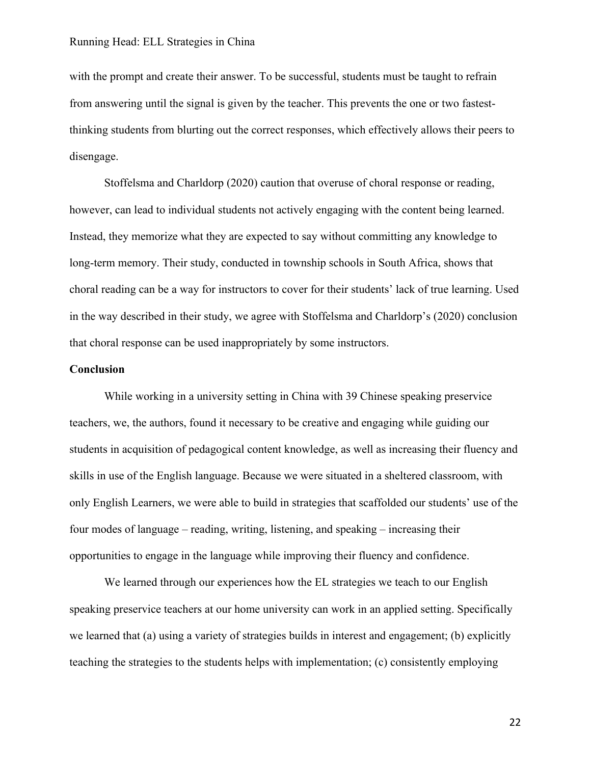with the prompt and create their answer. To be successful, students must be taught to refrain from answering until the signal is given by the teacher. This prevents the one or two fastest-thinking students from blurting out the correct responses, which effectively allows their peers to disengage.

Stoffelsma and Charldorp (2020) caution that overuse of choral response or reading, however, can lead to individual students not actively engaging with the content being learned. Instead, they memorize what they are expected to say without committing any knowledge to long-term memory. Their study, conducted in township schools in South Africa, shows that choral reading can be a way for instructors to cover for their students' lack of true learning. Used in the way described in their study, we agree with Stoffelsma and Charldorp's (2020) conclusion that choral response can be used inappropriately by some instructors.

## Conclusion

While working in a university setting in China with 39 Chinese speaking preservice teachers, we, the authors, found it necessary to be creative and engaging while guiding our students in acquisition of pedagogical content knowledge, as well as increasing their fluency and skills in use of the English language. Because we were situated in a sheltered classroom, with only English Learners, we were able to build in strategies that scaffolded our students' use of the four modes of language – reading, writing, listening, and speaking – increasing their opportunities to engage in the language while improving their fluency and confidence.

We learned through our experiences how the EL strategies we teach to our English speaking preservice teachers at our home university can work in an applied setting. Specifically we learned that (a) using a variety of strategies builds in interest and engagement; (b) explicitly teaching the strategies to the students helps with implementation; (c) consistently employing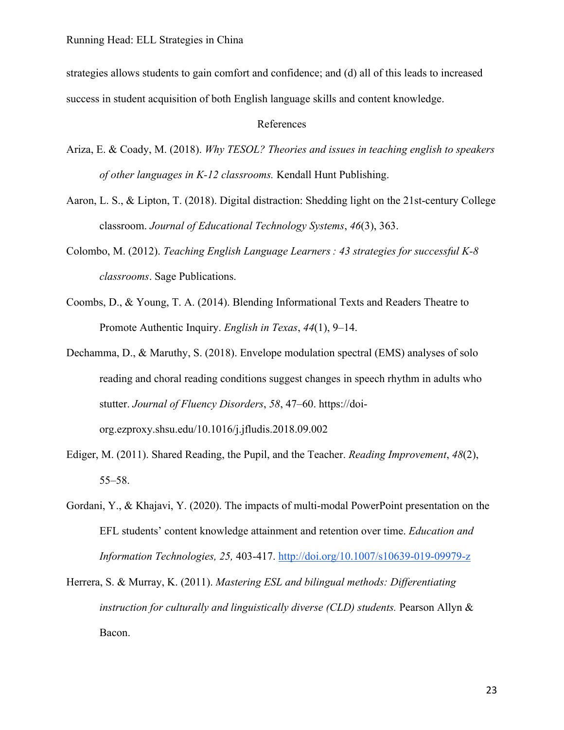strategies allows students to gain comfort and confidence; and (d) all of this leads to increased success in student acquisition of both English language skills and content knowledge.

## References

Ariza, E. & Coady, M. (2018). *Why TESOL? Theories and issues in teaching english to speakers of other languages in K-12 classrooms.* Kendall Hunt Publishing.

Aaron, L. S., & Lipton, T. (2018). Digital distraction: Shedding light on the 21st-century College classroom. *Journal of Educational Technology Systems*, *46*(3), 363.

Colombo, M. (2012). *Teaching English Language Learners : 43 strategies for successful K-8 classrooms*. Sage Publications.

Coombs, D., & Young, T. A. (2014). Blending Informational Texts and Readers Theatre to Promote Authentic Inquiry. *English in Texas*, *44*(1), 9–14.

Dechamma, D., & Maruthy, S. (2018). Envelope modulation spectral (EMS) analyses of solo reading and choral reading conditions suggest changes in speech rhythm in adults who stutter. *Journal of Fluency Disorders*, *58*, 47–60. https://doi-org.ezproxy.shsu.edu/10.1016/j.jfludis.2018.09.002

Ediger, M. (2011). Shared Reading, the Pupil, and the Teacher. *Reading Improvement*, *48*(2), 55–58.

Gordani, Y., & Khajavi, Y. (2020). The impacts of multi-modal PowerPoint presentation on the EFL students' content knowledge attainment and retention over time. *Education and Information Technologies, 25,* 403-417. http://doi.org/10.1007/s10639-019-09979-z

Herrera, S. & Murray, K. (2011). *Mastering ESL and bilingual methods: Differentiating instruction for culturally and linguistically diverse (CLD) students.* Pearson Allyn & Bacon.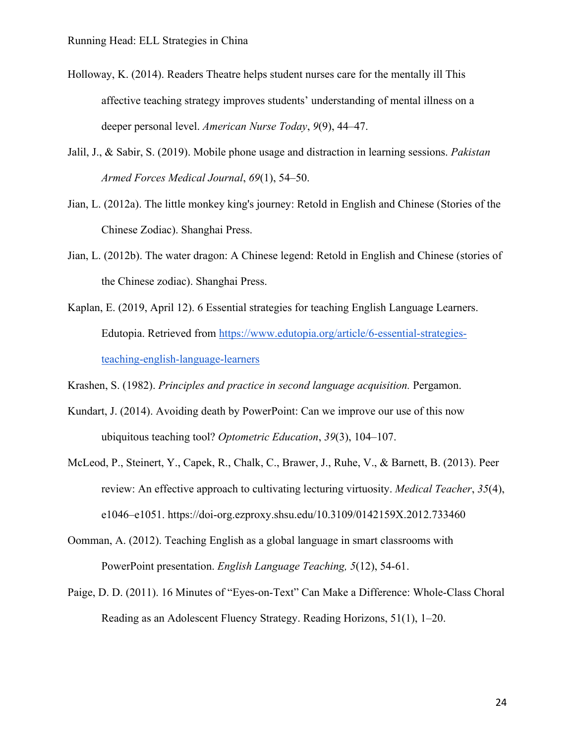Holloway, K. (2014). Readers Theatre helps student nurses care for the mentally ill This affective teaching strategy improves students' understanding of mental illness on a deeper personal level. *American Nurse Today*, *9*(9), 44–47.

Jalil, J., & Sabir, S. (2019). Mobile phone usage and distraction in learning sessions. *Pakistan Armed Forces Medical Journal*, *69*(1), 54–50.

Jian, L. (2012a). The little monkey king's journey: Retold in English and Chinese (Stories of the Chinese Zodiac). Shanghai Press.

Jian, L. (2012b). The water dragon: A Chinese legend: Retold in English and Chinese (stories of the Chinese zodiac). Shanghai Press.

Kaplan, E. (2019, April 12). 6 Essential strategies for teaching English Language Learners. Edutopia. Retrieved from https://www.edutopia.org/article/6-essential-strategies-teaching-english-language-learners

Krashen, S. (1982). *Principles and practice in second language acquisition.* Pergamon.

Kundart, J. (2014). Avoiding death by PowerPoint: Can we improve our use of this now ubiquitous teaching tool? *Optometric Education*, *39*(3), 104–107.

McLeod, P., Steinert, Y., Capek, R., Chalk, C., Brawer, J., Ruhe, V., & Barnett, B. (2013). Peer review: An effective approach to cultivating lecturing virtuosity. *Medical Teacher*, *35*(4), e1046–e1051. https://doi-org.ezproxy.shsu.edu/10.3109/0142159X.2012.733460

Oomman, A. (2012). Teaching English as a global language in smart classrooms with PowerPoint presentation. *English Language Teaching, 5*(12), 54-61.

Paige, D. D. (2011). 16 Minutes of "Eyes-on-Text" Can Make a Difference: Whole-Class Choral Reading as an Adolescent Fluency Strategy. Reading Horizons, 51(1), 1–20.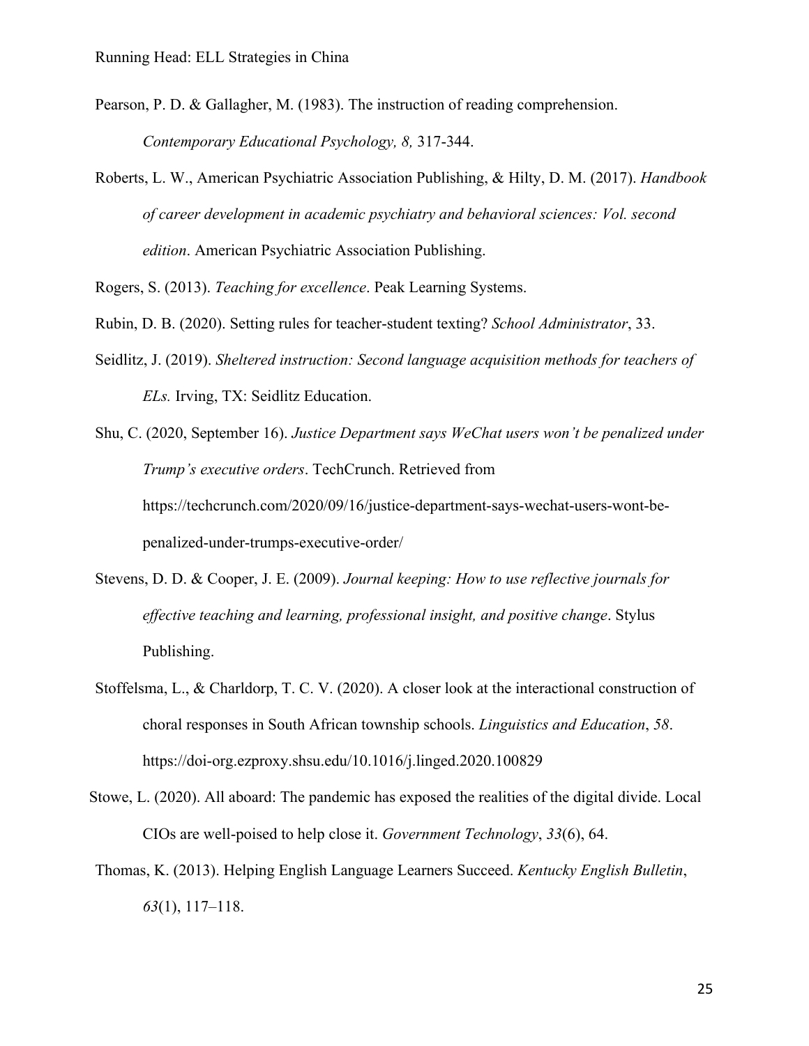Pearson, P. D. & Gallagher, M. (1983). The instruction of reading comprehension. *Contemporary Educational Psychology, 8,* 317-344.

Roberts, L. W., American Psychiatric Association Publishing, & Hilty, D. M. (2017). *Handbook of career development in academic psychiatry and behavioral sciences: Vol. second edition*. American Psychiatric Association Publishing.

Rogers, S. (2013). *Teaching for excellence*. Peak Learning Systems.

Rubin, D. B. (2020). Setting rules for teacher-student texting? *School Administrator*, 33.

Seidlitz, J. (2019). *Sheltered instruction: Second language acquisition methods for teachers of ELs.* Irving, TX: Seidlitz Education.

Shu, C. (2020, September 16). *Justice Department says WeChat users won't be penalized under Trump's executive orders*. TechCrunch. Retrieved from https://techcrunch.com/2020/09/16/justice-department-says-wechat-users-wont-be-penalized-under-trumps-executive-order/

Stevens, D. D. & Cooper, J. E. (2009). *Journal keeping: How to use reflective journals for effective teaching and learning, professional insight, and positive change*. Stylus Publishing.

Stoffelsma, L., & Charldorp, T. C. V. (2020). A closer look at the interactional construction of choral responses in South African township schools. *Linguistics and Education*, *58*. https://doi-org.ezproxy.shsu.edu/10.1016/j.linged.2020.100829

Stowe, L. (2020). All aboard: The pandemic has exposed the realities of the digital divide. Local CIOs are well-poised to help close it. *Government Technology*, *33*(6), 64.

Thomas, K. (2013). Helping English Language Learners Succeed. *Kentucky English Bulletin*, *63*(1), 117–118.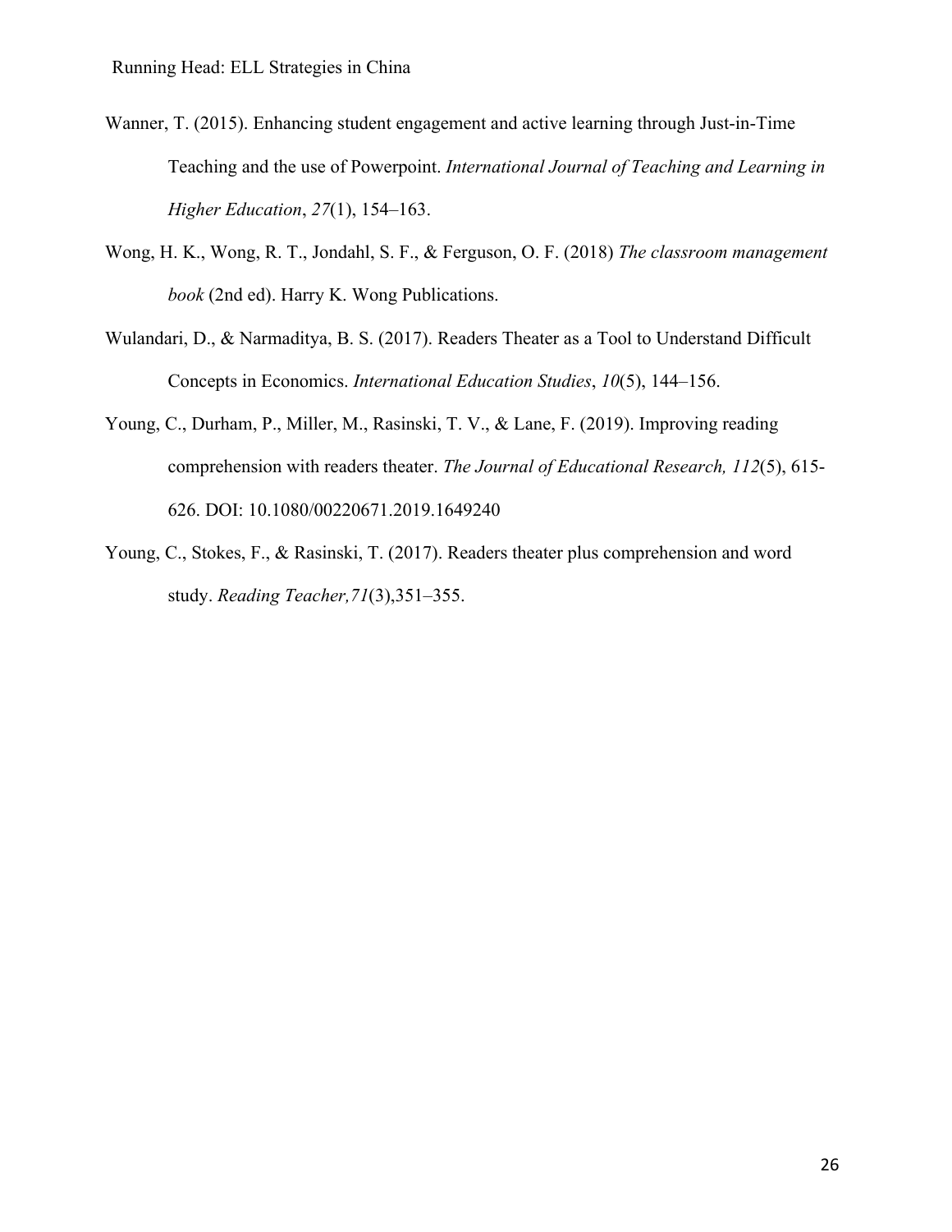Wanner, T. (2015). Enhancing student engagement and active learning through Just-in-Time Teaching and the use of Powerpoint. *International Journal of Teaching and Learning in Higher Education*, *27*(1), 154–163.

Wong, H. K., Wong, R. T., Jondahl, S. F., & Ferguson, O. F. (2018) *The classroom management book* (2nd ed). Harry K. Wong Publications.

Wulandari, D., & Narmaditya, B. S. (2017). Readers Theater as a Tool to Understand Difficult Concepts in Economics. *International Education Studies*, *10*(5), 144–156.

Young, C., Durham, P., Miller, M., Rasinski, T. V., & Lane, F. (2019). Improving reading comprehension with readers theater. *The Journal of Educational Research, 112*(5), 615-626. DOI: 10.1080/00220671.2019.1649240

Young, C., Stokes, F., & Rasinski, T. (2017). Readers theater plus comprehension and word study. *Reading Teacher,71*(3),351–355.